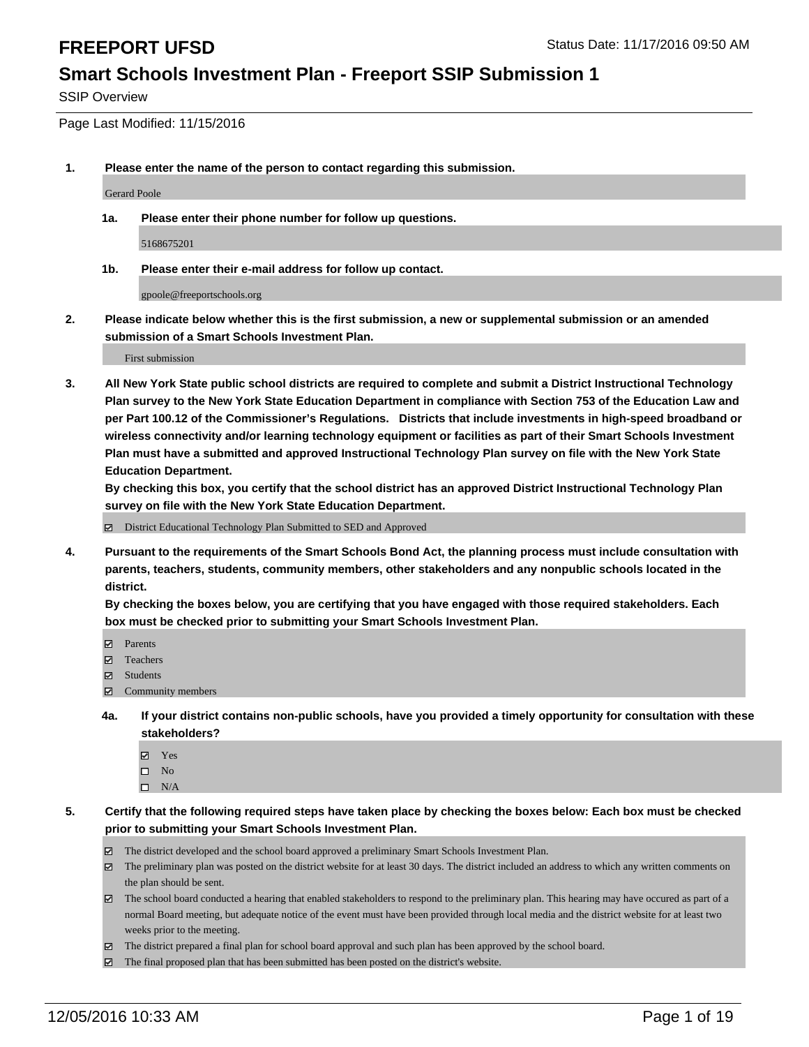# FREEPORT UFSD

Status Date: 11/17/2016 09:50 AM

## Smart Schools Investment Plan - Freeport SSIP Submission 1

SSIP Overview

Page Last Modified: 11/15/2016

**1. Please enter the name of the person to contact regarding this submission.**

Gerard Poole

**1a. Please enter their phone number for follow up questions.**

5168675201

**1b. Please enter their e-mail address for follow up contact.**

gpoole@freeportschools.org

**2. Please indicate below whether this is the first submission, a new or supplemental submission or an amended submission of a Smart Schools Investment Plan.**

First submission

**3. All New York State public school districts are required to complete and submit a District Instructional Technology Plan survey to the New York State Education Department in compliance with Section 753 of the Education Law and per Part 100.12 of the Commissioner's Regulations. Districts that include investments in high-speed broadband or wireless connectivity and/or learning technology equipment or facilities as part of their Smart Schools Investment Plan must have a submitted and approved Instructional Technology Plan survey on file with the New York State Education Department.**
**By checking this box, you certify that the school district has an approved District Instructional Technology Plan survey on file with the New York State Education Department.**

☑ District Educational Technology Plan Submitted to SED and Approved

**4. Pursuant to the requirements of the Smart Schools Bond Act, the planning process must include consultation with parents, teachers, students, community members, other stakeholders and any nonpublic schools located in the district.**
**By checking the boxes below, you are certifying that you have engaged with those required stakeholders. Each box must be checked prior to submitting your Smart Schools Investment Plan.**

☑ Parents
☑ Teachers
☑ Students
☑ Community members

**4a. If your district contains non-public schools, have you provided a timely opportunity for consultation with these stakeholders?**

☑ Yes
☐ No
☐ N/A

**5. Certify that the following required steps have taken place by checking the boxes below: Each box must be checked prior to submitting your Smart Schools Investment Plan.**

☑ The district developed and the school board approved a preliminary Smart Schools Investment Plan.
☑ The preliminary plan was posted on the district website for at least 30 days. The district included an address to which any written comments on the plan should be sent.
☑ The school board conducted a hearing that enabled stakeholders to respond to the preliminary plan. This hearing may have occured as part of a normal Board meeting, but adequate notice of the event must have been provided through local media and the district website for at least two weeks prior to the meeting.
☑ The district prepared a final plan for school board approval and such plan has been approved by the school board.
☑ The final proposed plan that has been submitted has been posted on the district's website.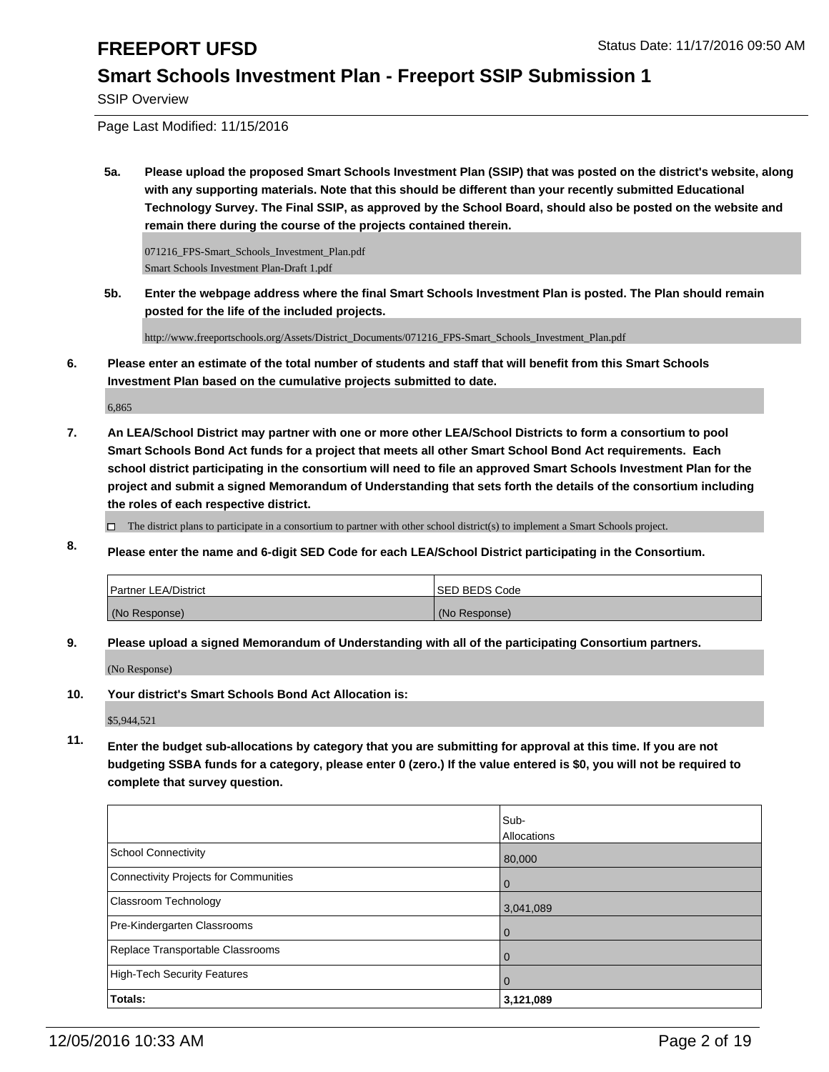# FREEPORT UFSD

## Smart Schools Investment Plan - Freeport SSIP Submission 1

SSIP Overview

Page Last Modified: 11/15/2016

**5a. Please upload the proposed Smart Schools Investment Plan (SSIP) that was posted on the district's website, along with any supporting materials. Note that this should be different than your recently submitted Educational Technology Survey. The Final SSIP, as approved by the School Board, should also be posted on the website and remain there during the course of the projects contained therein.**

071216_FPS-Smart_Schools_Investment_Plan.pdf
Smart Schools Investment Plan-Draft 1.pdf

**5b. Enter the webpage address where the final Smart Schools Investment Plan is posted. The Plan should remain posted for the life of the included projects.**

http://www.freeportschools.org/Assets/District_Documents/071216_FPS-Smart_Schools_Investment_Plan.pdf

**6. Please enter an estimate of the total number of students and staff that will benefit from this Smart Schools Investment Plan based on the cumulative projects submitted to date.**

6,865

**7. An LEA/School District may partner with one or more other LEA/School Districts to form a consortium to pool Smart Schools Bond Act funds for a project that meets all other Smart School Bond Act requirements. Each school district participating in the consortium will need to file an approved Smart Schools Investment Plan for the project and submit a signed Memorandum of Understanding that sets forth the details of the consortium including the roles of each respective district.**

☐ The district plans to participate in a consortium to partner with other school district(s) to implement a Smart Schools project.

**8. Please enter the name and 6-digit SED Code for each LEA/School District participating in the Consortium.**

| Partner LEA/District | SED BEDS Code |
|---|---|
| (No Response) | (No Response) |

**9. Please upload a signed Memorandum of Understanding with all of the participating Consortium partners.**

(No Response)

**10. Your district's Smart Schools Bond Act Allocation is:**

$5,944,521

**11. Enter the budget sub-allocations by category that you are submitting for approval at this time. If you are not budgeting SSBA funds for a category, please enter 0 (zero.) If the value entered is $0, you will not be required to complete that survey question.**

| | Sub-Allocations |
|---|---|
| School Connectivity | 80,000 |
| Connectivity Projects for Communities | 0 |
| Classroom Technology | 3,041,089 |
| Pre-Kindergarten Classrooms | 0 |
| Replace Transportable Classrooms | 0 |
| High-Tech Security Features | 0 |
| **Totals:** | **3,121,089** |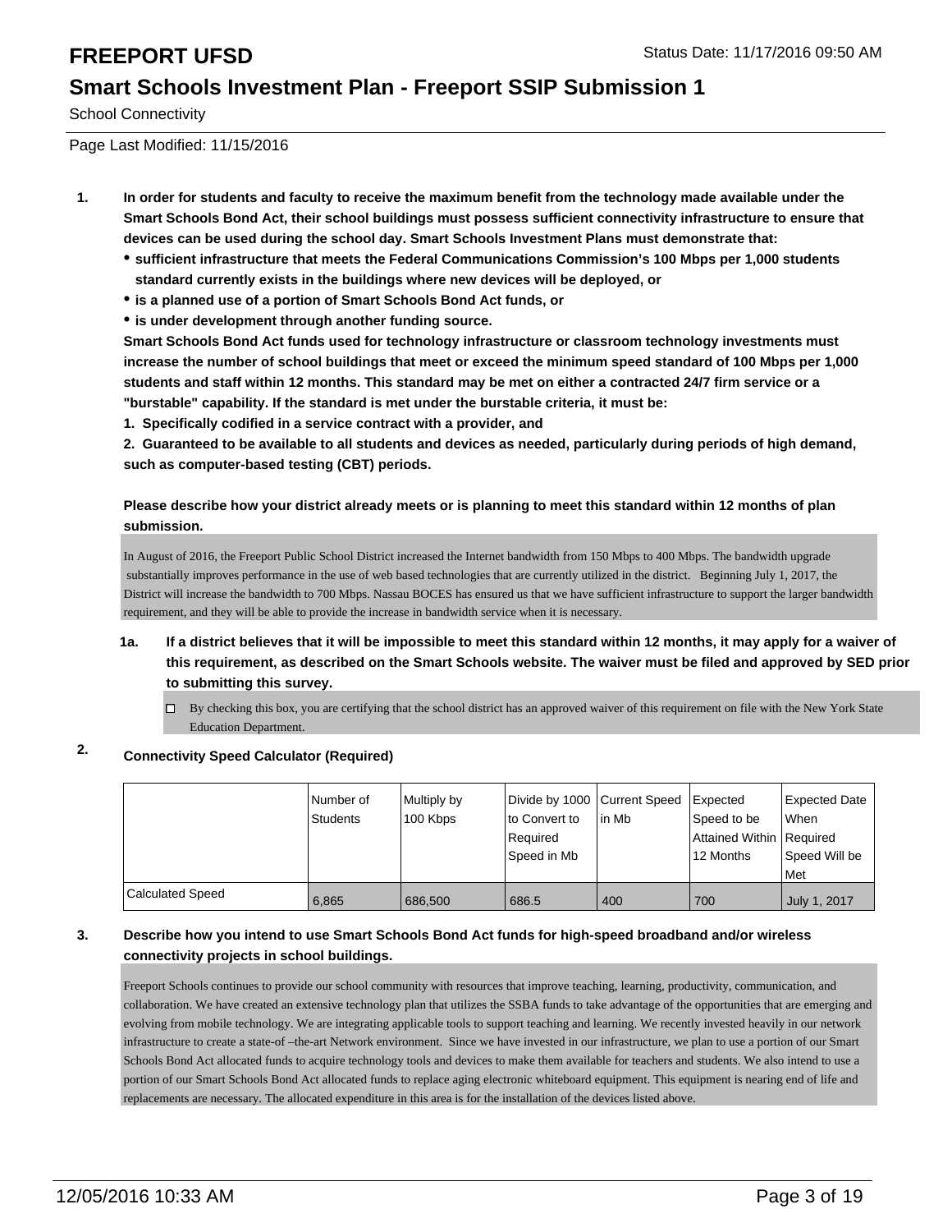# FREEPORT UFSD

## Smart Schools Investment Plan - Freeport SSIP Submission 1

School Connectivity

Page Last Modified: 11/15/2016

**1. In order for students and faculty to receive the maximum benefit from the technology made available under the Smart Schools Bond Act, their school buildings must possess sufficient connectivity infrastructure to ensure that devices can be used during the school day. Smart Schools Investment Plans must demonstrate that:**

- **sufficient infrastructure that meets the Federal Communications Commission's 100 Mbps per 1,000 students standard currently exists in the buildings where new devices will be deployed, or**
- **is a planned use of a portion of Smart Schools Bond Act funds, or**
- **is under development through another funding source.**

**Smart Schools Bond Act funds used for technology infrastructure or classroom technology investments must increase the number of school buildings that meet or exceed the minimum speed standard of 100 Mbps per 1,000 students and staff within 12 months. This standard may be met on either a contracted 24/7 firm service or a "burstable" capability. If the standard is met under the burstable criteria, it must be:**

**1. Specifically codified in a service contract with a provider, and**

**2. Guaranteed to be available to all students and devices as needed, particularly during periods of high demand, such as computer-based testing (CBT) periods.**

**Please describe how your district already meets or is planning to meet this standard within 12 months of plan submission.**

In August of 2016, the Freeport Public School District increased the Internet bandwidth from 150 Mbps to 400 Mbps. The bandwidth upgrade substantially improves performance in the use of web based technologies that are currently utilized in the district. Beginning July 1, 2017, the District will increase the bandwidth to 700 Mbps. Nassau BOCES has ensured us that we have sufficient infrastructure to support the larger bandwidth requirement, and they will be able to provide the increase in bandwidth service when it is necessary.

**1a. If a district believes that it will be impossible to meet this standard within 12 months, it may apply for a waiver of this requirement, as described on the Smart Schools website. The waiver must be filed and approved by SED prior to submitting this survey.**

☐ By checking this box, you are certifying that the school district has an approved waiver of this requirement on file with the New York State Education Department.

**2. Connectivity Speed Calculator (Required)**

| | Number of Students | Multiply by 100 Kbps | Divide by 1000 to Convert to Required Speed in Mb | Current Speed in Mb | Expected Speed to be Attained Within 12 Months | Expected Date When Required Speed Will be Met |
|---|---|---|---|---|---|---|
| Calculated Speed | 6,865 | 686,500 | 686.5 | 400 | 700 | July 1, 2017 |

**3. Describe how you intend to use Smart Schools Bond Act funds for high-speed broadband and/or wireless connectivity projects in school buildings.**

Freeport Schools continues to provide our school community with resources that improve teaching, learning, productivity, communication, and collaboration. We have created an extensive technology plan that utilizes the SSBA funds to take advantage of the opportunities that are emerging and evolving from mobile technology. We are integrating applicable tools to support teaching and learning. We recently invested heavily in our network infrastructure to create a state-of –the-art Network environment. Since we have invested in our infrastructure, we plan to use a portion of our Smart Schools Bond Act allocated funds to acquire technology tools and devices to make them available for teachers and students. We also intend to use a portion of our Smart Schools Bond Act allocated funds to replace aging electronic whiteboard equipment. This equipment is nearing end of life and replacements are necessary. The allocated expenditure in this area is for the installation of the devices listed above.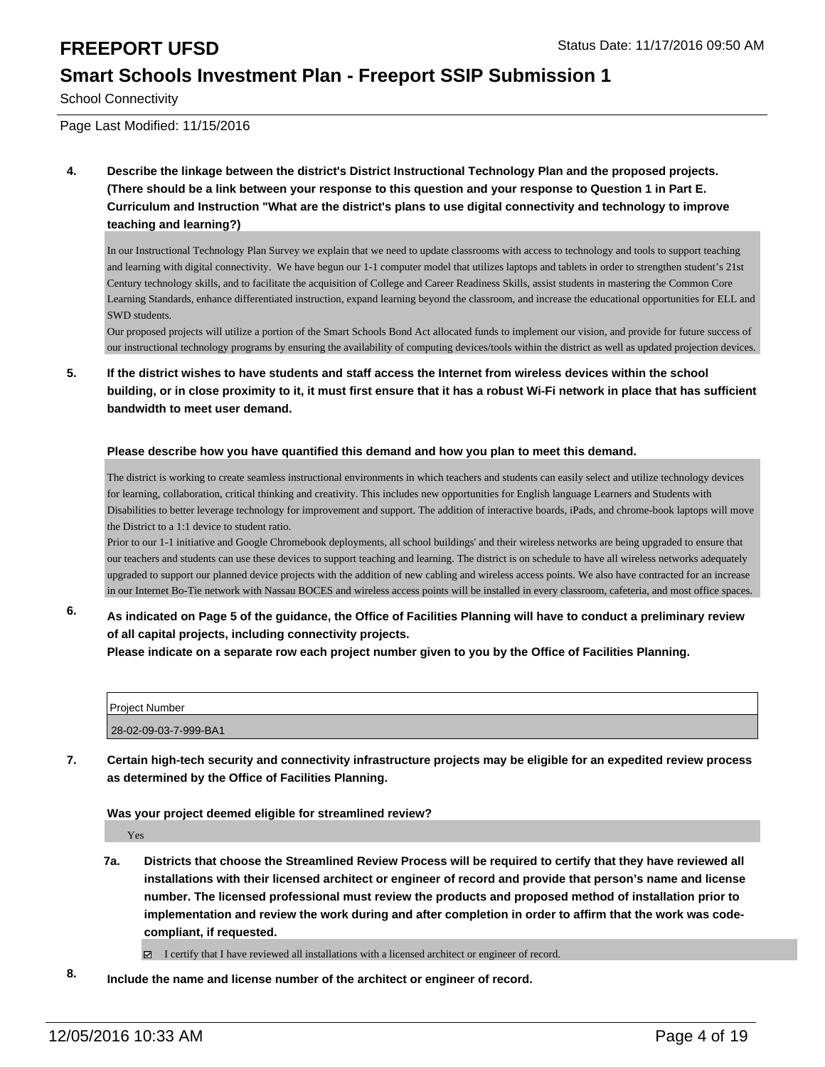School Connectivity

Page Last Modified: 11/15/2016

**4. Describe the linkage between the district's District Instructional Technology Plan and the proposed projects. (There should be a link between your response to this question and your response to Question 1 in Part E. Curriculum and Instruction "What are the district's plans to use digital connectivity and technology to improve teaching and learning?)**

In our Instructional Technology Plan Survey we explain that we need to update classrooms with access to technology and tools to support teaching and learning with digital connectivity. We have begun our 1-1 computer model that utilizes laptops and tablets in order to strengthen student's 21st Century technology skills, and to facilitate the acquisition of College and Career Readiness Skills, assist students in mastering the Common Core Learning Standards, enhance differentiated instruction, expand learning beyond the classroom, and increase the educational opportunities for ELL and SWD students.

Our proposed projects will utilize a portion of the Smart Schools Bond Act allocated funds to implement our vision, and provide for future success of our instructional technology programs by ensuring the availability of computing devices/tools within the district as well as updated projection devices.

**5. If the district wishes to have students and staff access the Internet from wireless devices within the school building, or in close proximity to it, it must first ensure that it has a robust Wi-Fi network in place that has sufficient bandwidth to meet user demand.**

**Please describe how you have quantified this demand and how you plan to meet this demand.**

The district is working to create seamless instructional environments in which teachers and students can easily select and utilize technology devices for learning, collaboration, critical thinking and creativity. This includes new opportunities for English language Learners and Students with Disabilities to better leverage technology for improvement and support. The addition of interactive boards, iPads, and chrome-book laptops will move the District to a 1:1 device to student ratio.

Prior to our 1-1 initiative and Google Chromebook deployments, all school buildings' and their wireless networks are being upgraded to ensure that our teachers and students can use these devices to support teaching and learning. The district is on schedule to have all wireless networks adequately upgraded to support our planned device projects with the addition of new cabling and wireless access points. We also have contracted for an increase in our Internet Bo-Tie network with Nassau BOCES and wireless access points will be installed in every classroom, cafeteria, and most office spaces.

**6. As indicated on Page 5 of the guidance, the Office of Facilities Planning will have to conduct a preliminary review of all capital projects, including connectivity projects.**
**Please indicate on a separate row each project number given to you by the Office of Facilities Planning.**

| Project Number |
| --- |
| 28-02-09-03-7-999-BA1 |

**7. Certain high-tech security and connectivity infrastructure projects may be eligible for an expedited review process as determined by the Office of Facilities Planning.**

**Was your project deemed eligible for streamlined review?**

Yes

**7a. Districts that choose the Streamlined Review Process will be required to certify that they have reviewed all installations with their licensed architect or engineer of record and provide that person's name and license number. The licensed professional must review the products and proposed method of installation prior to implementation and review the work during and after completion in order to affirm that the work was code-compliant, if requested.**

☑ I certify that I have reviewed all installations with a licensed architect or engineer of record.

**8. Include the name and license number of the architect or engineer of record.**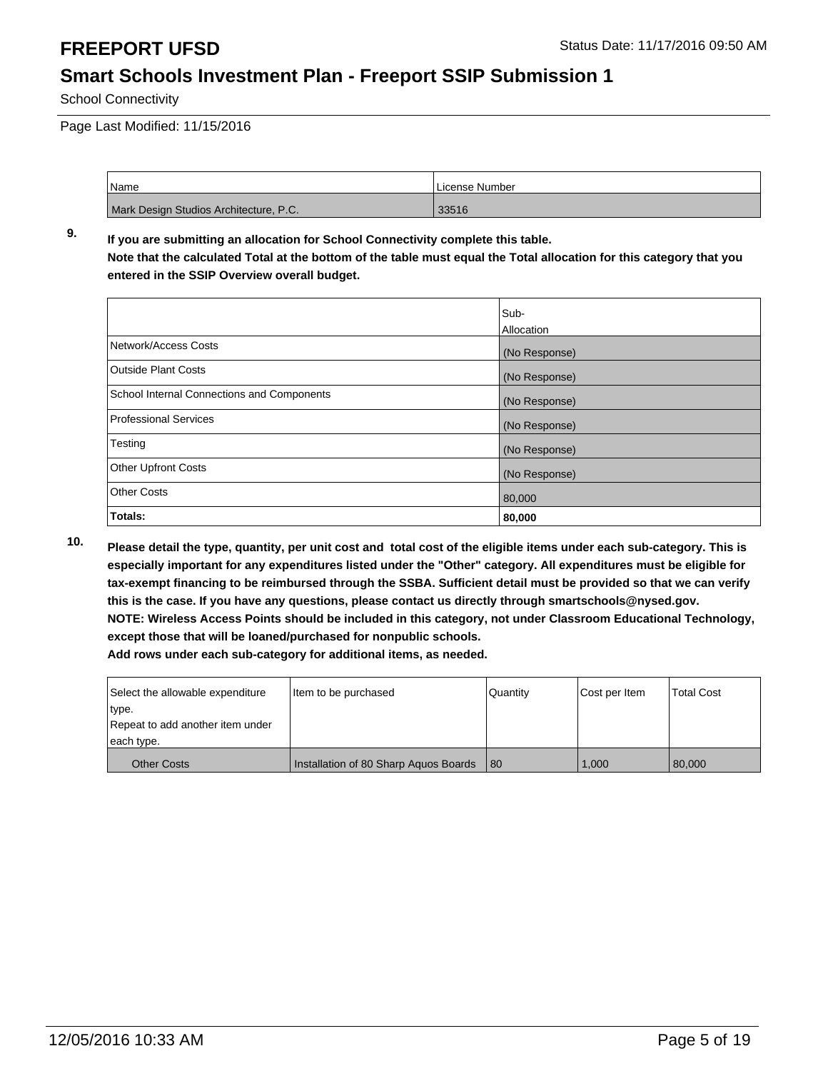# FREEPORT UFSD

Status Date: 11/17/2016 09:50 AM

## Smart Schools Investment Plan - Freeport SSIP Submission 1

School Connectivity

Page Last Modified: 11/15/2016

| Name | License Number |
| --- | --- |
| Mark Design Studios Architecture, P.C. | 33516 |

**9. If you are submitting an allocation for School Connectivity complete this table. Note that the calculated Total at the bottom of the table must equal the Total allocation for this category that you entered in the SSIP Overview overall budget.**

| | Sub-Allocation |
| --- | --- |
| Network/Access Costs | (No Response) |
| Outside Plant Costs | (No Response) |
| School Internal Connections and Components | (No Response) |
| Professional Services | (No Response) |
| Testing | (No Response) |
| Other Upfront Costs | (No Response) |
| Other Costs | 80,000 |
| **Totals:** | **80,000** |

**10. Please detail the type, quantity, per unit cost and total cost of the eligible items under each sub-category. This is especially important for any expenditures listed under the "Other" category. All expenditures must be eligible for tax-exempt financing to be reimbursed through the SSBA. Sufficient detail must be provided so that we can verify this is the case. If you have any questions, please contact us directly through smartschools@nysed.gov. NOTE: Wireless Access Points should be included in this category, not under Classroom Educational Technology, except those that will be loaned/purchased for nonpublic schools. Add rows under each sub-category for additional items, as needed.**

| Select the allowable expenditure type. Repeat to add another item under each type. | Item to be purchased | Quantity | Cost per Item | Total Cost |
| --- | --- | --- | --- | --- |
| Other Costs | Installation of 80 Sharp Aquos Boards | 80 | 1,000 | 80,000 |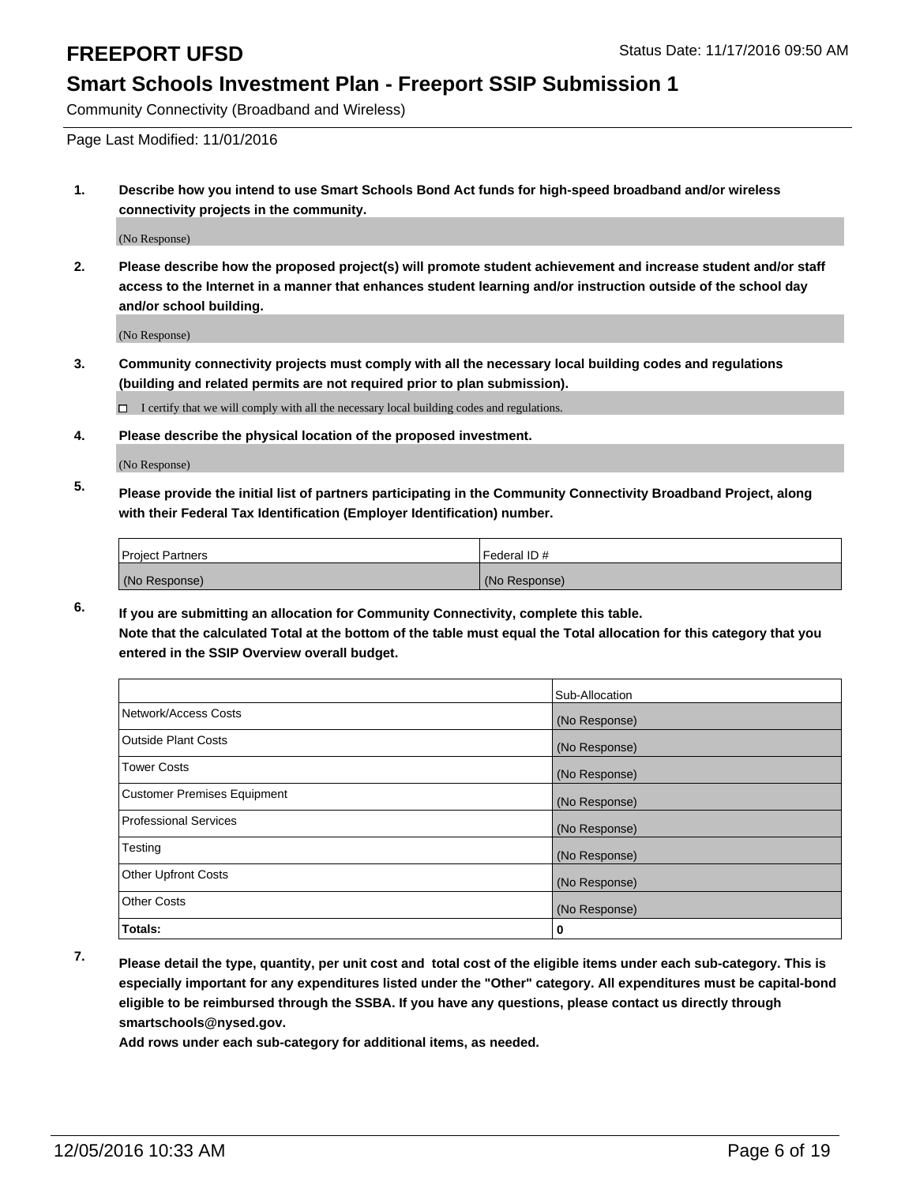# FREEPORT UFSD

Status Date: 11/17/2016 09:50 AM

## Smart Schools Investment Plan - Freeport SSIP Submission 1

Community Connectivity (Broadband and Wireless)

Page Last Modified: 11/01/2016

**1. Describe how you intend to use Smart Schools Bond Act funds for high-speed broadband and/or wireless connectivity projects in the community.**

(No Response)

**2. Please describe how the proposed project(s) will promote student achievement and increase student and/or staff access to the Internet in a manner that enhances student learning and/or instruction outside of the school day and/or school building.**

(No Response)

**3. Community connectivity projects must comply with all the necessary local building codes and regulations (building and related permits are not required prior to plan submission).**

☐ I certify that we will comply with all the necessary local building codes and regulations.

**4. Please describe the physical location of the proposed investment.**

(No Response)

**5. Please provide the initial list of partners participating in the Community Connectivity Broadband Project, along with their Federal Tax Identification (Employer Identification) number.**

| Project Partners | Federal ID # |
|---|---|
| (No Response) | (No Response) |

**6. If you are submitting an allocation for Community Connectivity, complete this table. Note that the calculated Total at the bottom of the table must equal the Total allocation for this category that you entered in the SSIP Overview overall budget.**

| | Sub-Allocation |
|---|---|
| Network/Access Costs | (No Response) |
| Outside Plant Costs | (No Response) |
| Tower Costs | (No Response) |
| Customer Premises Equipment | (No Response) |
| Professional Services | (No Response) |
| Testing | (No Response) |
| Other Upfront Costs | (No Response) |
| Other Costs | (No Response) |
| **Totals:** | **0** |

**7. Please detail the type, quantity, per unit cost and total cost of the eligible items under each sub-category. This is especially important for any expenditures listed under the "Other" category. All expenditures must be capital-bond eligible to be reimbursed through the SSBA. If you have any questions, please contact us directly through smartschools@nysed.gov.**

**Add rows under each sub-category for additional items, as needed.**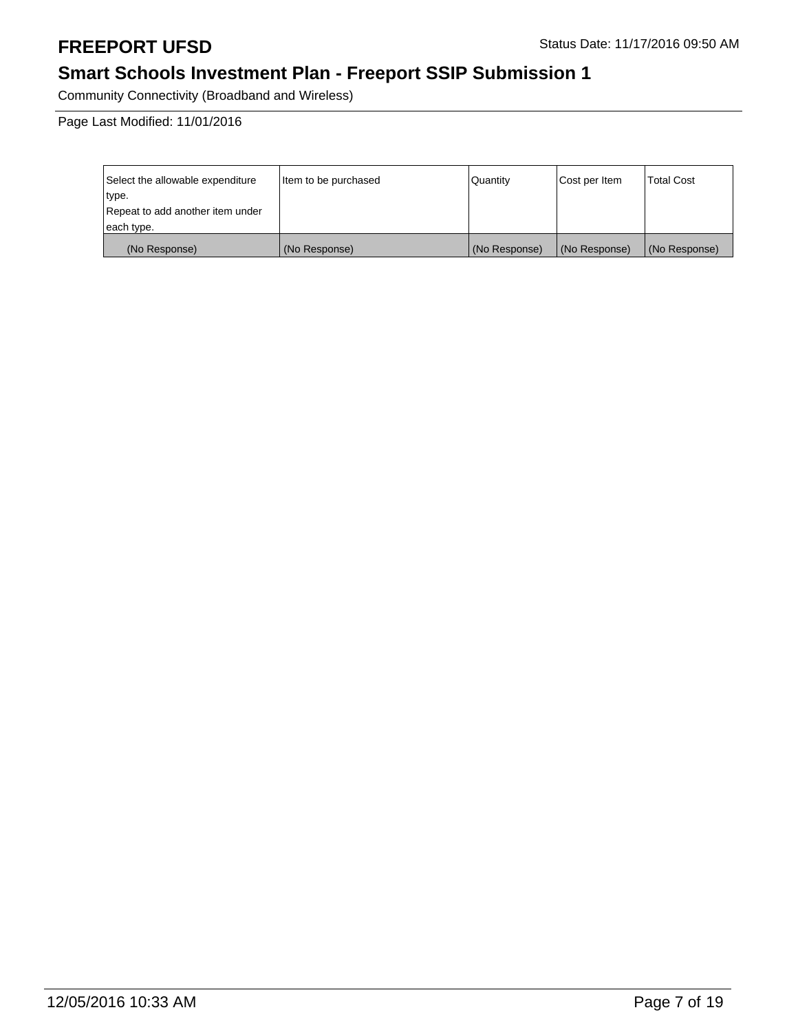# FREEPORT UFSD

Status Date: 11/17/2016 09:50 AM

## Smart Schools Investment Plan - Freeport SSIP Submission 1

Community Connectivity (Broadband and Wireless)

Page Last Modified: 11/01/2016

| Select the allowable expenditure type. Repeat to add another item under each type. | Item to be purchased | Quantity | Cost per Item | Total Cost |
| --- | --- | --- | --- | --- |
| (No Response) | (No Response) | (No Response) | (No Response) | (No Response) |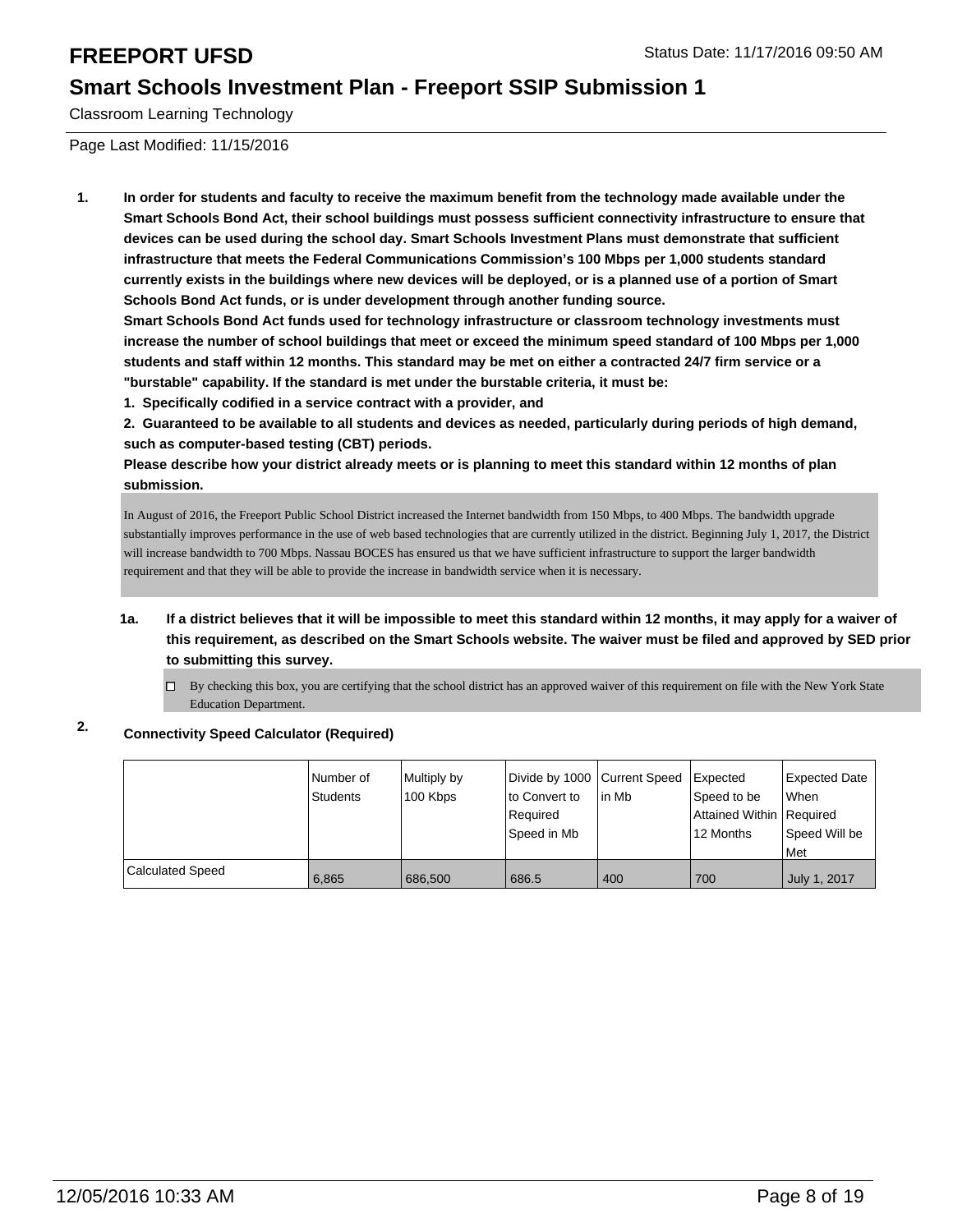# FREEPORT UFSD

## Smart Schools Investment Plan - Freeport SSIP Submission 1

Classroom Learning Technology

Page Last Modified: 11/15/2016

**1. In order for students and faculty to receive the maximum benefit from the technology made available under the Smart Schools Bond Act, their school buildings must possess sufficient connectivity infrastructure to ensure that devices can be used during the school day. Smart Schools Investment Plans must demonstrate that sufficient infrastructure that meets the Federal Communications Commission's 100 Mbps per 1,000 students standard currently exists in the buildings where new devices will be deployed, or is a planned use of a portion of Smart Schools Bond Act funds, or is under development through another funding source.**

**Smart Schools Bond Act funds used for technology infrastructure or classroom technology investments must increase the number of school buildings that meet or exceed the minimum speed standard of 100 Mbps per 1,000 students and staff within 12 months. This standard may be met on either a contracted 24/7 firm service or a "burstable" capability. If the standard is met under the burstable criteria, it must be:**

**1. Specifically codified in a service contract with a provider, and**

**2. Guaranteed to be available to all students and devices as needed, particularly during periods of high demand, such as computer-based testing (CBT) periods.**

**Please describe how your district already meets or is planning to meet this standard within 12 months of plan submission.**

In August of 2016, the Freeport Public School District increased the Internet bandwidth from 150 Mbps, to 400 Mbps. The bandwidth upgrade substantially improves performance in the use of web based technologies that are currently utilized in the district. Beginning July 1, 2017, the District will increase bandwidth to 700 Mbps. Nassau BOCES has ensured us that we have sufficient infrastructure to support the larger bandwidth requirement and that they will be able to provide the increase in bandwidth service when it is necessary.

**1a. If a district believes that it will be impossible to meet this standard within 12 months, it may apply for a waiver of this requirement, as described on the Smart Schools website. The waiver must be filed and approved by SED prior to submitting this survey.**

☐ By checking this box, you are certifying that the school district has an approved waiver of this requirement on file with the New York State Education Department.

**2. Connectivity Speed Calculator (Required)**

| | Number of Students | Multiply by 100 Kbps | Divide by 1000 to Convert to Required Speed in Mb | Current Speed in Mb | Expected Speed to be Attained Within 12 Months | Expected Date When Required Speed Will be Met |
|---|---|---|---|---|---|---|
| Calculated Speed | 6,865 | 686,500 | 686.5 | 400 | 700 | July 1, 2017 |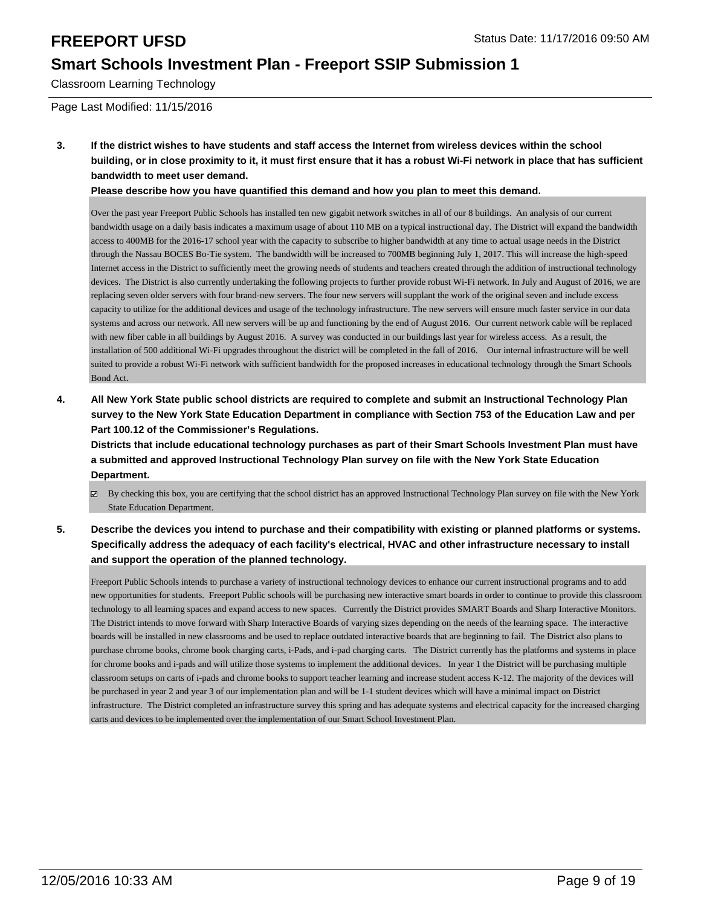**3. If the district wishes to have students and staff access the Internet from wireless devices within the school building, or in close proximity to it, it must first ensure that it has a robust Wi-Fi network in place that has sufficient bandwidth to meet user demand.**

**Please describe how you have quantified this demand and how you plan to meet this demand.**

Over the past year Freeport Public Schools has installed ten new gigabit network switches in all of our 8 buildings. An analysis of our current bandwidth usage on a daily basis indicates a maximum usage of about 110 MB on a typical instructional day. The District will expand the bandwidth access to 400MB for the 2016-17 school year with the capacity to subscribe to higher bandwidth at any time to actual usage needs in the District through the Nassau BOCES Bo-Tie system. The bandwidth will be increased to 700MB beginning July 1, 2017. This will increase the high-speed Internet access in the District to sufficiently meet the growing needs of students and teachers created through the addition of instructional technology devices. The District is also currently undertaking the following projects to further provide robust Wi-Fi network. In July and August of 2016, we are replacing seven older servers with four brand-new servers. The four new servers will supplant the work of the original seven and include excess capacity to utilize for the additional devices and usage of the technology infrastructure. The new servers will ensure much faster service in our data systems and across our network. All new servers will be up and functioning by the end of August 2016. Our current network cable will be replaced with new fiber cable in all buildings by August 2016. A survey was conducted in our buildings last year for wireless access. As a result, the installation of 500 additional Wi-Fi upgrades throughout the district will be completed in the fall of 2016. Our internal infrastructure will be well suited to provide a robust Wi-Fi network with sufficient bandwidth for the proposed increases in educational technology through the Smart Schools Bond Act.

**4. All New York State public school districts are required to complete and submit an Instructional Technology Plan survey to the New York State Education Department in compliance with Section 753 of the Education Law and per Part 100.12 of the Commissioner's Regulations.**

**Districts that include educational technology purchases as part of their Smart Schools Investment Plan must have a submitted and approved Instructional Technology Plan survey on file with the New York State Education Department.**

☑ By checking this box, you are certifying that the school district has an approved Instructional Technology Plan survey on file with the New York State Education Department.

**5. Describe the devices you intend to purchase and their compatibility with existing or planned platforms or systems. Specifically address the adequacy of each facility's electrical, HVAC and other infrastructure necessary to install and support the operation of the planned technology.**

Freeport Public Schools intends to purchase a variety of instructional technology devices to enhance our current instructional programs and to add new opportunities for students. Freeport Public schools will be purchasing new interactive smart boards in order to continue to provide this classroom technology to all learning spaces and expand access to new spaces. Currently the District provides SMART Boards and Sharp Interactive Monitors. The District intends to move forward with Sharp Interactive Boards of varying sizes depending on the needs of the learning space. The interactive boards will be installed in new classrooms and be used to replace outdated interactive boards that are beginning to fail. The District also plans to purchase chrome books, chrome book charging carts, i-Pads, and i-pad charging carts. The District currently has the platforms and systems in place for chrome books and i-pads and will utilize those systems to implement the additional devices. In year 1 the District will be purchasing multiple classroom setups on carts of i-pads and chrome books to support teacher learning and increase student access K-12. The majority of the devices will be purchased in year 2 and year 3 of our implementation plan and will be 1-1 student devices which will have a minimal impact on District infrastructure. The District completed an infrastructure survey this spring and has adequate systems and electrical capacity for the increased charging carts and devices to be implemented over the implementation of our Smart School Investment Plan.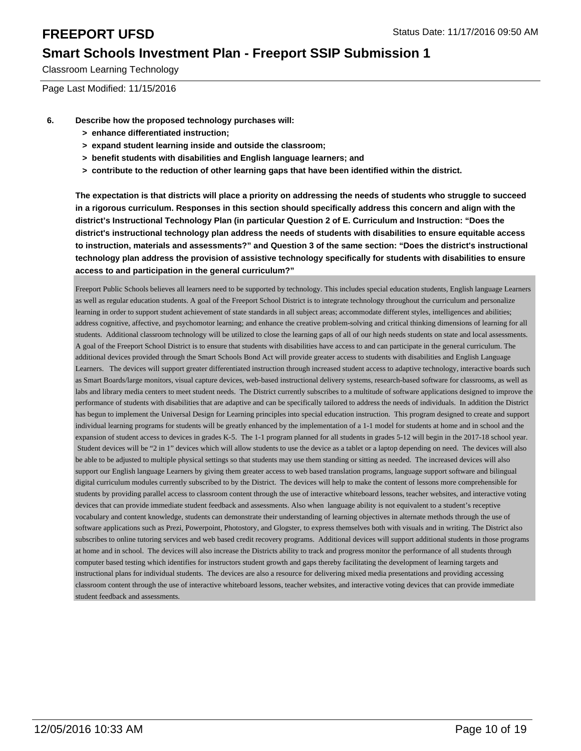Classroom Learning Technology

Page Last Modified: 11/15/2016

**6. Describe how the proposed technology purchases will:**
- **> enhance differentiated instruction;**
- **> expand student learning inside and outside the classroom;**
- **> benefit students with disabilities and English language learners; and**
- **> contribute to the reduction of other learning gaps that have been identified within the district.**

**The expectation is that districts will place a priority on addressing the needs of students who struggle to succeed in a rigorous curriculum. Responses in this section should specifically address this concern and align with the district's Instructional Technology Plan (in particular Question 2 of E. Curriculum and Instruction: "Does the district's instructional technology plan address the needs of students with disabilities to ensure equitable access to instruction, materials and assessments?" and Question 3 of the same section: "Does the district's instructional technology plan address the provision of assistive technology specifically for students with disabilities to ensure access to and participation in the general curriculum?"**

Freeport Public Schools believes all learners need to be supported by technology. This includes special education students, English language Learners as well as regular education students. A goal of the Freeport School District is to integrate technology throughout the curriculum and personalize learning in order to support student achievement of state standards in all subject areas; accommodate different styles, intelligences and abilities; address cognitive, affective, and psychomotor learning; and enhance the creative problem-solving and critical thinking dimensions of learning for all students. Additional classroom technology will be utilized to close the learning gaps of all of our high needs students on state and local assessments. A goal of the Freeport School District is to ensure that students with disabilities have access to and can participate in the general curriculum. The additional devices provided through the Smart Schools Bond Act will provide greater access to students with disabilities and English Language Learners. The devices will support greater differentiated instruction through increased student access to adaptive technology, interactive boards such as Smart Boards/large monitors, visual capture devices, web-based instructional delivery systems, research-based software for classrooms, as well as labs and library media centers to meet student needs. The District currently subscribes to a multitude of software applications designed to improve the performance of students with disabilities that are adaptive and can be specifically tailored to address the needs of individuals. In addition the District has begun to implement the Universal Design for Learning principles into special education instruction. This program designed to create and support individual learning programs for students will be greatly enhanced by the implementation of a 1-1 model for students at home and in school and the expansion of student access to devices in grades K-5. The 1-1 program planned for all students in grades 5-12 will begin in the 2017-18 school year. Student devices will be "2 in 1" devices which will allow students to use the device as a tablet or a laptop depending on need. The devices will also be able to be adjusted to multiple physical settings so that students may use them standing or sitting as needed. The increased devices will also support our English language Learners by giving them greater access to web based translation programs, language support software and bilingual digital curriculum modules currently subscribed to by the District. The devices will help to make the content of lessons more comprehensible for students by providing parallel access to classroom content through the use of interactive whiteboard lessons, teacher websites, and interactive voting devices that can provide immediate student feedback and assessments. Also when language ability is not equivalent to a student's receptive vocabulary and content knowledge, students can demonstrate their understanding of learning objectives in alternate methods through the use of software applications such as Prezi, Powerpoint, Photostory, and Glogster, to express themselves both with visuals and in writing. The District also subscribes to online tutoring services and web based credit recovery programs. Additional devices will support additional students in those programs at home and in school. The devices will also increase the Districts ability to track and progress monitor the performance of all students through computer based testing which identifies for instructors student growth and gaps thereby facilitating the development of learning targets and instructional plans for individual students. The devices are also a resource for delivering mixed media presentations and providing accessing classroom content through the use of interactive whiteboard lessons, teacher websites, and interactive voting devices that can provide immediate student feedback and assessments.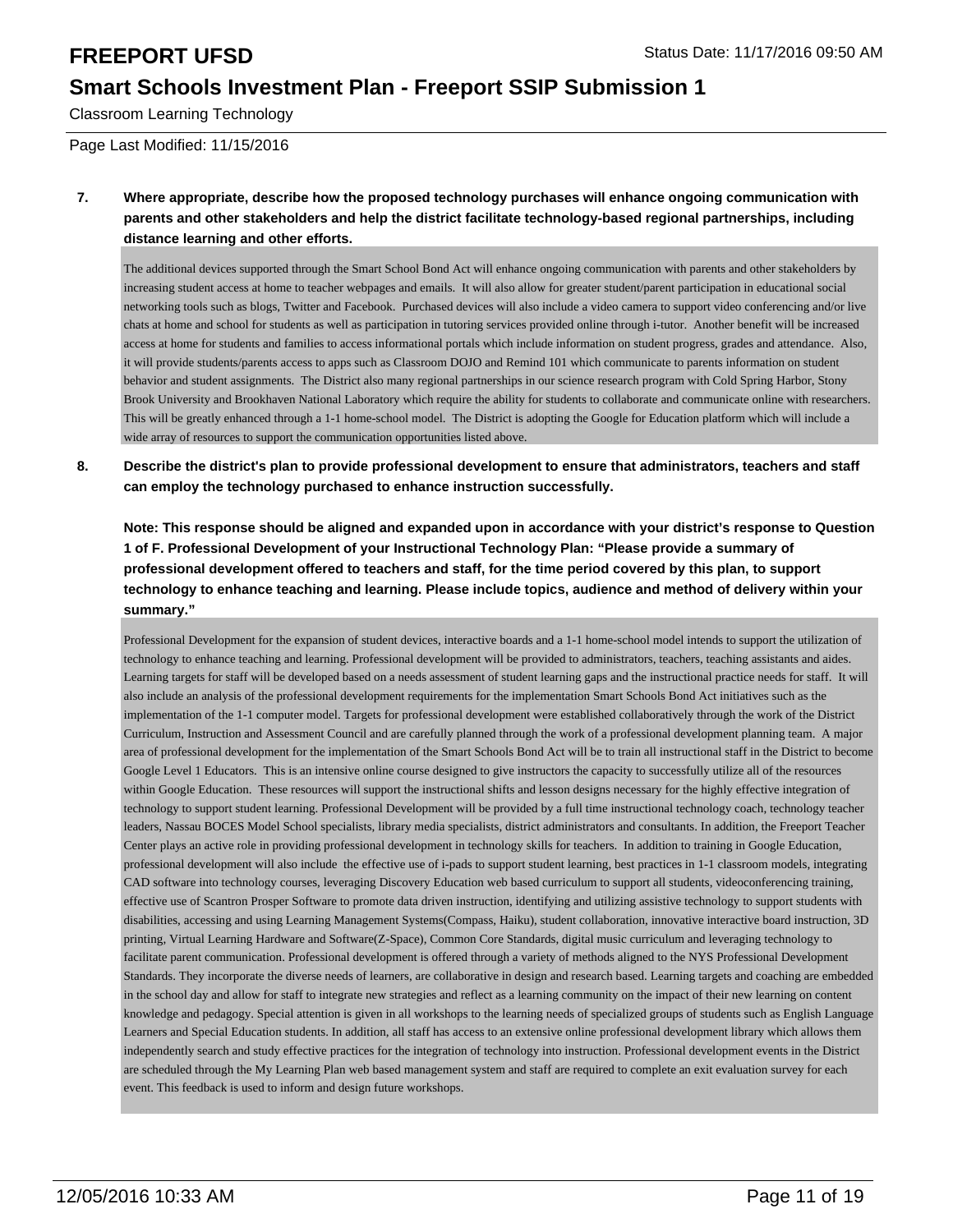# FREEPORT UFSD

Status Date: 11/17/2016 09:50 AM

## Smart Schools Investment Plan - Freeport SSIP Submission 1

Classroom Learning Technology

Page Last Modified: 11/15/2016

**7. Where appropriate, describe how the proposed technology purchases will enhance ongoing communication with parents and other stakeholders and help the district facilitate technology-based regional partnerships, including distance learning and other efforts.**

The additional devices supported through the Smart School Bond Act will enhance ongoing communication with parents and other stakeholders by increasing student access at home to teacher webpages and emails. It will also allow for greater student/parent participation in educational social networking tools such as blogs, Twitter and Facebook. Purchased devices will also include a video camera to support video conferencing and/or live chats at home and school for students as well as participation in tutoring services provided online through i-tutor. Another benefit will be increased access at home for students and families to access informational portals which include information on student progress, grades and attendance. Also, it will provide students/parents access to apps such as Classroom DOJO and Remind 101 which communicate to parents information on student behavior and student assignments. The District also many regional partnerships in our science research program with Cold Spring Harbor, Stony Brook University and Brookhaven National Laboratory which require the ability for students to collaborate and communicate online with researchers. This will be greatly enhanced through a 1-1 home-school model. The District is adopting the Google for Education platform which will include a wide array of resources to support the communication opportunities listed above.

**8. Describe the district's plan to provide professional development to ensure that administrators, teachers and staff can employ the technology purchased to enhance instruction successfully.**

**Note: This response should be aligned and expanded upon in accordance with your district's response to Question 1 of F. Professional Development of your Instructional Technology Plan: "Please provide a summary of professional development offered to teachers and staff, for the time period covered by this plan, to support technology to enhance teaching and learning. Please include topics, audience and method of delivery within your summary."**

Professional Development for the expansion of student devices, interactive boards and a 1-1 home-school model intends to support the utilization of technology to enhance teaching and learning. Professional development will be provided to administrators, teachers, teaching assistants and aides. Learning targets for staff will be developed based on a needs assessment of student learning gaps and the instructional practice needs for staff. It will also include an analysis of the professional development requirements for the implementation Smart Schools Bond Act initiatives such as the implementation of the 1-1 computer model. Targets for professional development were established collaboratively through the work of the District Curriculum, Instruction and Assessment Council and are carefully planned through the work of a professional development planning team. A major area of professional development for the implementation of the Smart Schools Bond Act will be to train all instructional staff in the District to become Google Level 1 Educators. This is an intensive online course designed to give instructors the capacity to successfully utilize all of the resources within Google Education. These resources will support the instructional shifts and lesson designs necessary for the highly effective integration of technology to support student learning. Professional Development will be provided by a full time instructional technology coach, technology teacher leaders, Nassau BOCES Model School specialists, library media specialists, district administrators and consultants. In addition, the Freeport Teacher Center plays an active role in providing professional development in technology skills for teachers. In addition to training in Google Education, professional development will also include the effective use of i-pads to support student learning, best practices in 1-1 classroom models, integrating CAD software into technology courses, leveraging Discovery Education web based curriculum to support all students, videoconferencing training, effective use of Scantron Prosper Software to promote data driven instruction, identifying and utilizing assistive technology to support students with disabilities, accessing and using Learning Management Systems(Compass, Haiku), student collaboration, innovative interactive board instruction, 3D printing, Virtual Learning Hardware and Software(Z-Space), Common Core Standards, digital music curriculum and leveraging technology to facilitate parent communication. Professional development is offered through a variety of methods aligned to the NYS Professional Development Standards. They incorporate the diverse needs of learners, are collaborative in design and research based. Learning targets and coaching are embedded in the school day and allow for staff to integrate new strategies and reflect as a learning community on the impact of their new learning on content knowledge and pedagogy. Special attention is given in all workshops to the learning needs of specialized groups of students such as English Language Learners and Special Education students. In addition, all staff has access to an extensive online professional development library which allows them independently search and study effective practices for the integration of technology into instruction. Professional development events in the District are scheduled through the My Learning Plan web based management system and staff are required to complete an exit evaluation survey for each event. This feedback is used to inform and design future workshops.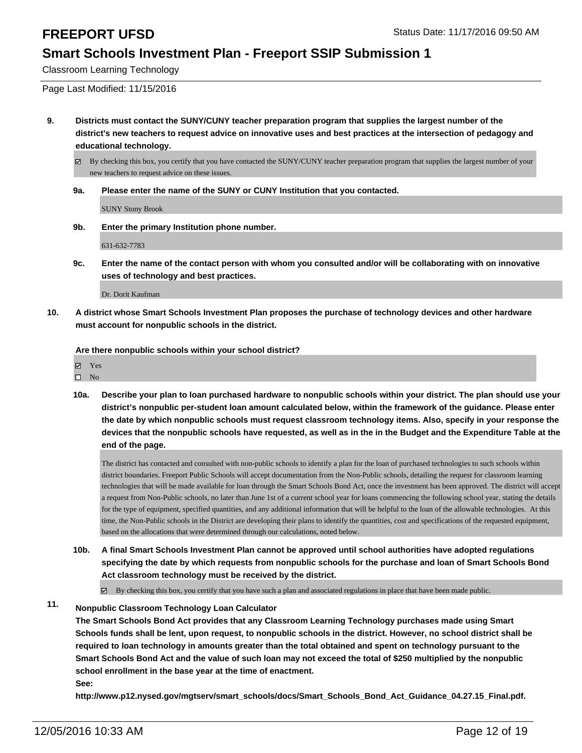# FREEPORT UFSD

Status Date: 11/17/2016 09:50 AM

## Smart Schools Investment Plan - Freeport SSIP Submission 1

Classroom Learning Technology

Page Last Modified: 11/15/2016

**9. Districts must contact the SUNY/CUNY teacher preparation program that supplies the largest number of the district's new teachers to request advice on innovative uses and best practices at the intersection of pedagogy and educational technology.**

☑ By checking this box, you certify that you have contacted the SUNY/CUNY teacher preparation program that supplies the largest number of your new teachers to request advice on these issues.

**9a. Please enter the name of the SUNY or CUNY Institution that you contacted.**

SUNY Stony Brook

**9b. Enter the primary Institution phone number.**

631-632-7783

**9c. Enter the name of the contact person with whom you consulted and/or will be collaborating with on innovative uses of technology and best practices.**

Dr. Dorit Kaufman

**10. A district whose Smart Schools Investment Plan proposes the purchase of technology devices and other hardware must account for nonpublic schools in the district.**

**Are there nonpublic schools within your school district?**

☑ Yes
☐ No

**10a. Describe your plan to loan purchased hardware to nonpublic schools within your district. The plan should use your district's nonpublic per-student loan amount calculated below, within the framework of the guidance. Please enter the date by which nonpublic schools must request classroom technology items. Also, specify in your response the devices that the nonpublic schools have requested, as well as in the in the Budget and the Expenditure Table at the end of the page.**

The district has contacted and consulted with non-public schools to identify a plan for the loan of purchased technologies to such schools within district boundaries. Freeport Public Schools will accept documentation from the Non-Public schools, detailing the request for classroom learning technologies that will be made available for loan through the Smart Schools Bond Act, once the investment has been approved. The district will accept a request from Non-Public schools, no later than June 1st of a current school year for loans commencing the following school year, stating the details for the type of equipment, specified quantities, and any additional information that will be helpful to the loan of the allowable technologies. At this time, the Non-Public schools in the District are developing their plans to identify the quantities, cost and specifications of the requested equipment, based on the allocations that were determined through our calculations, noted below.

**10b. A final Smart Schools Investment Plan cannot be approved until school authorities have adopted regulations specifying the date by which requests from nonpublic schools for the purchase and loan of Smart Schools Bond Act classroom technology must be received by the district.**

☑ By checking this box, you certify that you have such a plan and associated regulations in place that have been made public.

**11. Nonpublic Classroom Technology Loan Calculator**
**The Smart Schools Bond Act provides that any Classroom Learning Technology purchases made using Smart Schools funds shall be lent, upon request, to nonpublic schools in the district. However, no school district shall be required to loan technology in amounts greater than the total obtained and spent on technology pursuant to the Smart Schools Bond Act and the value of such loan may not exceed the total of $250 multiplied by the nonpublic school enrollment in the base year at the time of enactment.**
**See:**
**http://www.p12.nysed.gov/mgtserv/smart_schools/docs/Smart_Schools_Bond_Act_Guidance_04.27.15_Final.pdf.**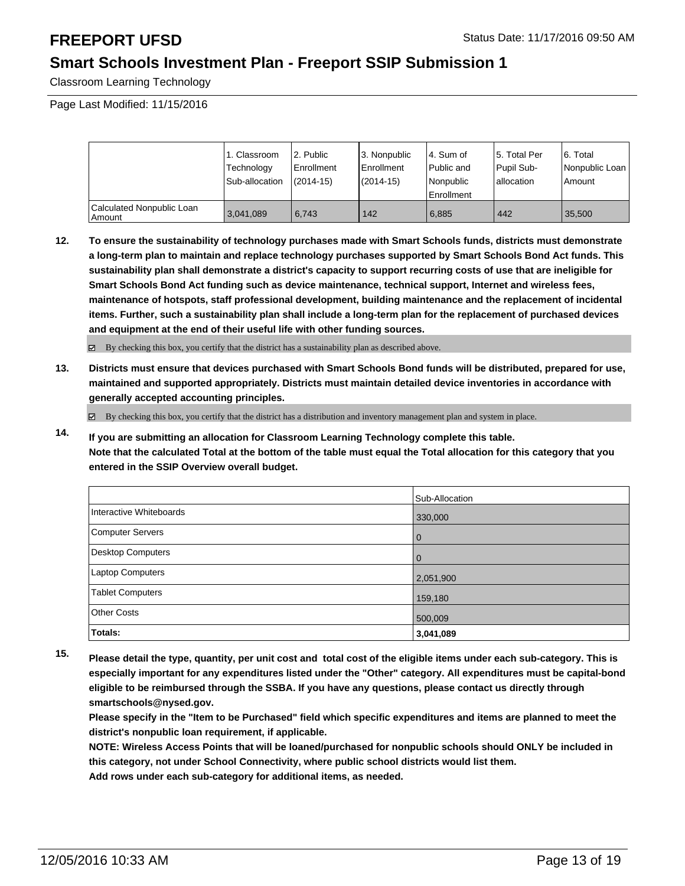# FREEPORT UFSD

## Smart Schools Investment Plan - Freeport SSIP Submission 1

Classroom Learning Technology

Page Last Modified: 11/15/2016

| | 1. Classroom Technology Sub-allocation | 2. Public Enrollment (2014-15) | 3. Nonpublic Enrollment (2014-15) | 4. Sum of Public and Nonpublic Enrollment | 5. Total Per Pupil Sub-allocation | 6. Total Nonpublic Loan Amount |
|---|---|---|---|---|---|---|
| Calculated Nonpublic Loan Amount | 3,041,089 | 6,743 | 142 | 6,885 | 442 | 35,500 |

**12. To ensure the sustainability of technology purchases made with Smart Schools funds, districts must demonstrate a long-term plan to maintain and replace technology purchases supported by Smart Schools Bond Act funds. This sustainability plan shall demonstrate a district's capacity to support recurring costs of use that are ineligible for Smart Schools Bond Act funding such as device maintenance, technical support, Internet and wireless fees, maintenance of hotspots, staff professional development, building maintenance and the replacement of incidental items. Further, such a sustainability plan shall include a long-term plan for the replacement of purchased devices and equipment at the end of their useful life with other funding sources.**

☑ By checking this box, you certify that the district has a sustainability plan as described above.

**13. Districts must ensure that devices purchased with Smart Schools Bond funds will be distributed, prepared for use, maintained and supported appropriately. Districts must maintain detailed device inventories in accordance with generally accepted accounting principles.**

☑ By checking this box, you certify that the district has a distribution and inventory management plan and system in place.

**14. If you are submitting an allocation for Classroom Learning Technology complete this table. Note that the calculated Total at the bottom of the table must equal the Total allocation for this category that you entered in the SSIP Overview overall budget.**

| | Sub-Allocation |
|---|---|
| Interactive Whiteboards | 330,000 |
| Computer Servers | 0 |
| Desktop Computers | 0 |
| Laptop Computers | 2,051,900 |
| Tablet Computers | 159,180 |
| Other Costs | 500,009 |
| **Totals:** | **3,041,089** |

**15. Please detail the type, quantity, per unit cost and total cost of the eligible items under each sub-category. This is especially important for any expenditures listed under the "Other" category. All expenditures must be capital-bond eligible to be reimbursed through the SSBA. If you have any questions, please contact us directly through smartschools@nysed.gov.**

**Please specify in the "Item to be Purchased" field which specific expenditures and items are planned to meet the district's nonpublic loan requirement, if applicable.**

**NOTE: Wireless Access Points that will be loaned/purchased for nonpublic schools should ONLY be included in this category, not under School Connectivity, where public school districts would list them.**

**Add rows under each sub-category for additional items, as needed.**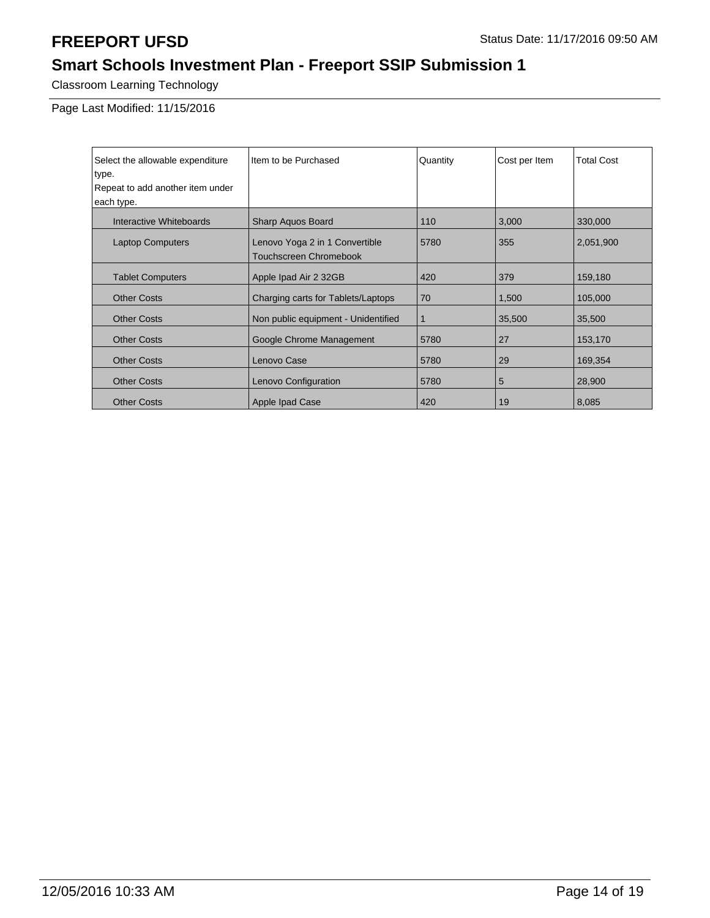# FREEPORT UFSD

Status Date: 11/17/2016 09:50 AM

## Smart Schools Investment Plan - Freeport SSIP Submission 1

Classroom Learning Technology

Page Last Modified: 11/15/2016

| Select the allowable expenditure type.<br>Repeat to add another item under each type. | Item to be Purchased | Quantity | Cost per Item | Total Cost |
|---|---|---|---|---|
| Interactive Whiteboards | Sharp Aquos Board | 110 | 3,000 | 330,000 |
| Laptop Computers | Lenovo Yoga 2 in 1 Convertible Touchscreen Chromebook | 5780 | 355 | 2,051,900 |
| Tablet Computers | Apple Ipad Air 2 32GB | 420 | 379 | 159,180 |
| Other Costs | Charging carts for Tablets/Laptops | 70 | 1,500 | 105,000 |
| Other Costs | Non public equipment - Unidentified | 1 | 35,500 | 35,500 |
| Other Costs | Google Chrome Management | 5780 | 27 | 153,170 |
| Other Costs | Lenovo Case | 5780 | 29 | 169,354 |
| Other Costs | Lenovo Configuration | 5780 | 5 | 28,900 |
| Other Costs | Apple Ipad Case | 420 | 19 | 8,085 |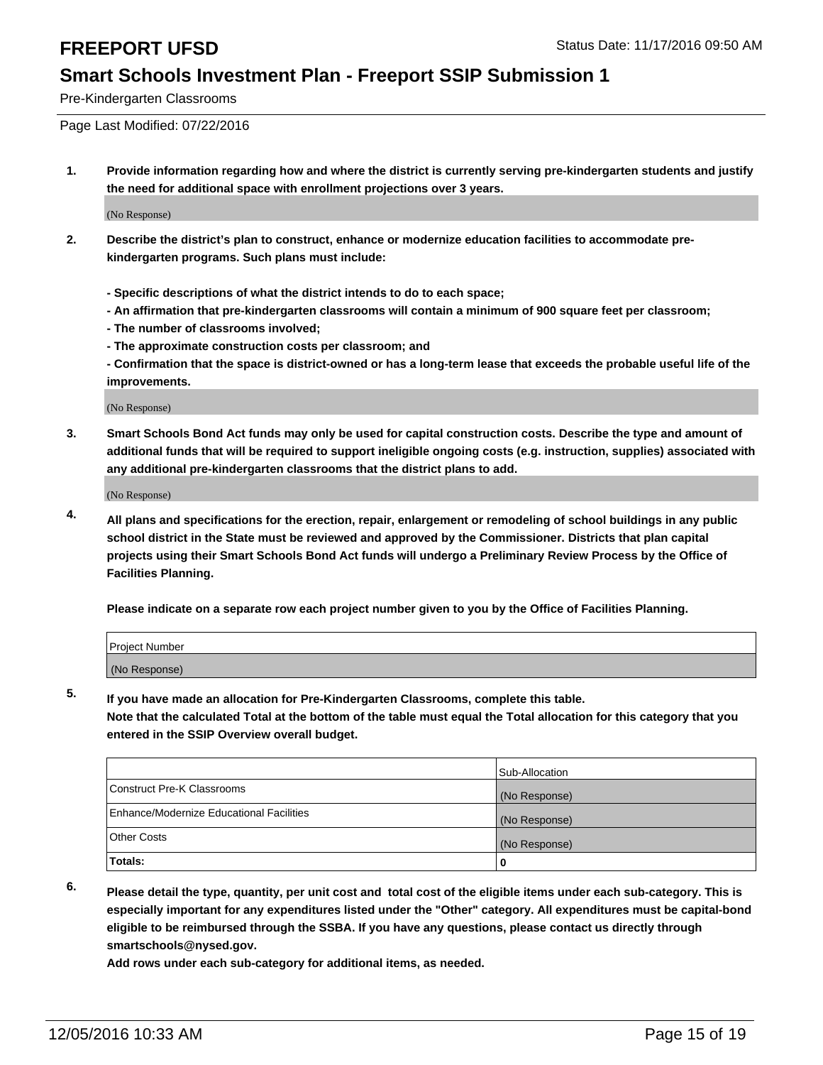# FREEPORT UFSD

Status Date: 11/17/2016 09:50 AM

## Smart Schools Investment Plan - Freeport SSIP Submission 1

Pre-Kindergarten Classrooms

Page Last Modified: 07/22/2016

1. **Provide information regarding how and where the district is currently serving pre-kindergarten students and justify the need for additional space with enrollment projections over 3 years.**

   (No Response)

2. **Describe the district's plan to construct, enhance or modernize education facilities to accommodate pre-kindergarten programs. Such plans must include:**

   **- Specific descriptions of what the district intends to do to each space;**
   **- An affirmation that pre-kindergarten classrooms will contain a minimum of 900 square feet per classroom;**
   **- The number of classrooms involved;**
   **- The approximate construction costs per classroom; and**
   **- Confirmation that the space is district-owned or has a long-term lease that exceeds the probable useful life of the improvements.**

   (No Response)

3. **Smart Schools Bond Act funds may only be used for capital construction costs. Describe the type and amount of additional funds that will be required to support ineligible ongoing costs (e.g. instruction, supplies) associated with any additional pre-kindergarten classrooms that the district plans to add.**

   (No Response)

4. **All plans and specifications for the erection, repair, enlargement or remodeling of school buildings in any public school district in the State must be reviewed and approved by the Commissioner. Districts that plan capital projects using their Smart Schools Bond Act funds will undergo a Preliminary Review Process by the Office of Facilities Planning.**

   **Please indicate on a separate row each project number given to you by the Office of Facilities Planning.**

| Project Number |
| --- |
| (No Response) |

5. **If you have made an allocation for Pre-Kindergarten Classrooms, complete this table.**
   **Note that the calculated Total at the bottom of the table must equal the Total allocation for this category that you entered in the SSIP Overview overall budget.**

| | Sub-Allocation |
| --- | --- |
| Construct Pre-K Classrooms | (No Response) |
| Enhance/Modernize Educational Facilities | (No Response) |
| Other Costs | (No Response) |
| **Totals:** | 0 |

6. **Please detail the type, quantity, per unit cost and total cost of the eligible items under each sub-category. This is especially important for any expenditures listed under the "Other" category. All expenditures must be capital-bond eligible to be reimbursed through the SSBA. If you have any questions, please contact us directly through smartschools@nysed.gov.**
   **Add rows under each sub-category for additional items, as needed.**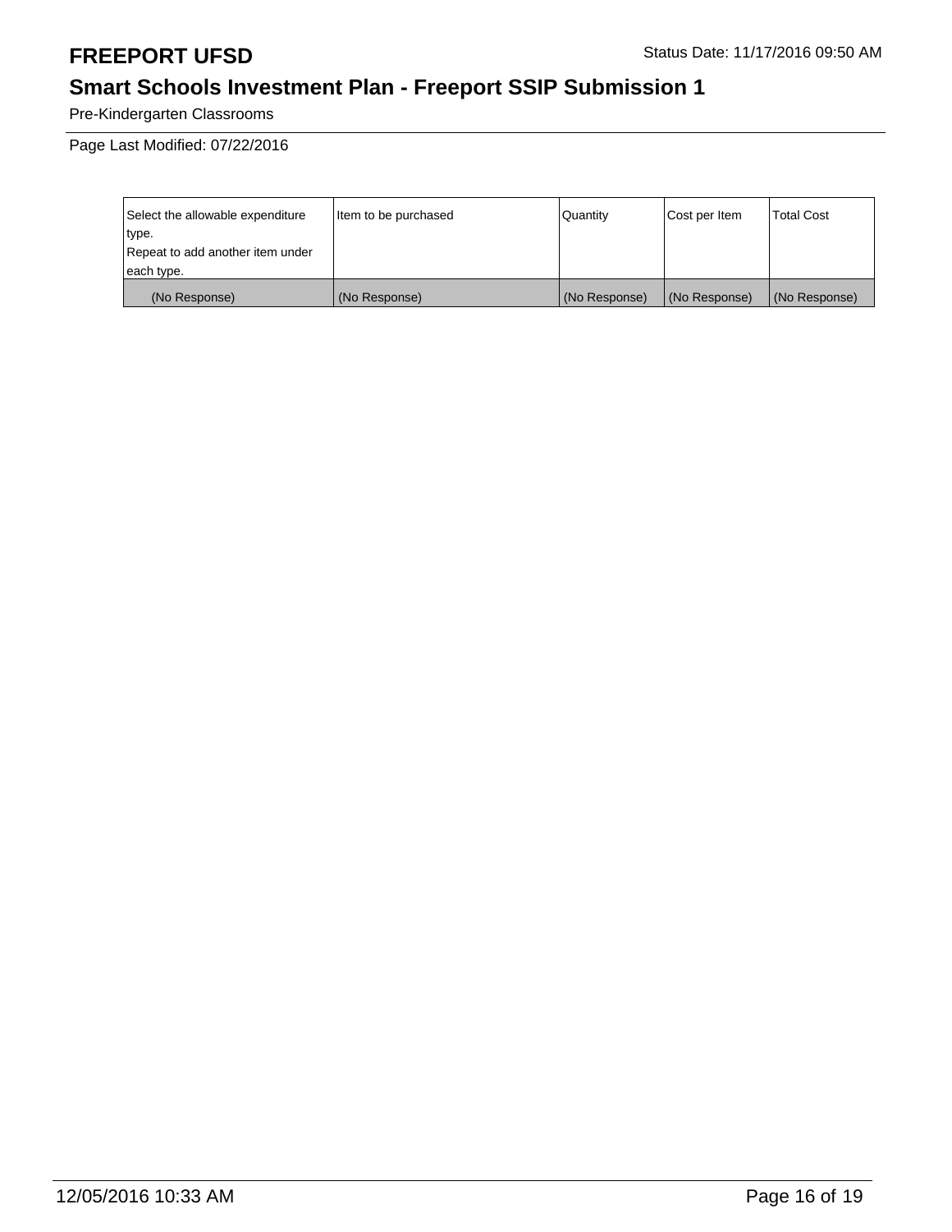Pre-Kindergarten Classrooms

Page Last Modified: 07/22/2016

| Select the allowable expenditure type. Repeat to add another item under each type. | Item to be purchased | Quantity | Cost per Item | Total Cost |
|---|---|---|---|---|
| (No Response) | (No Response) | (No Response) | (No Response) | (No Response) |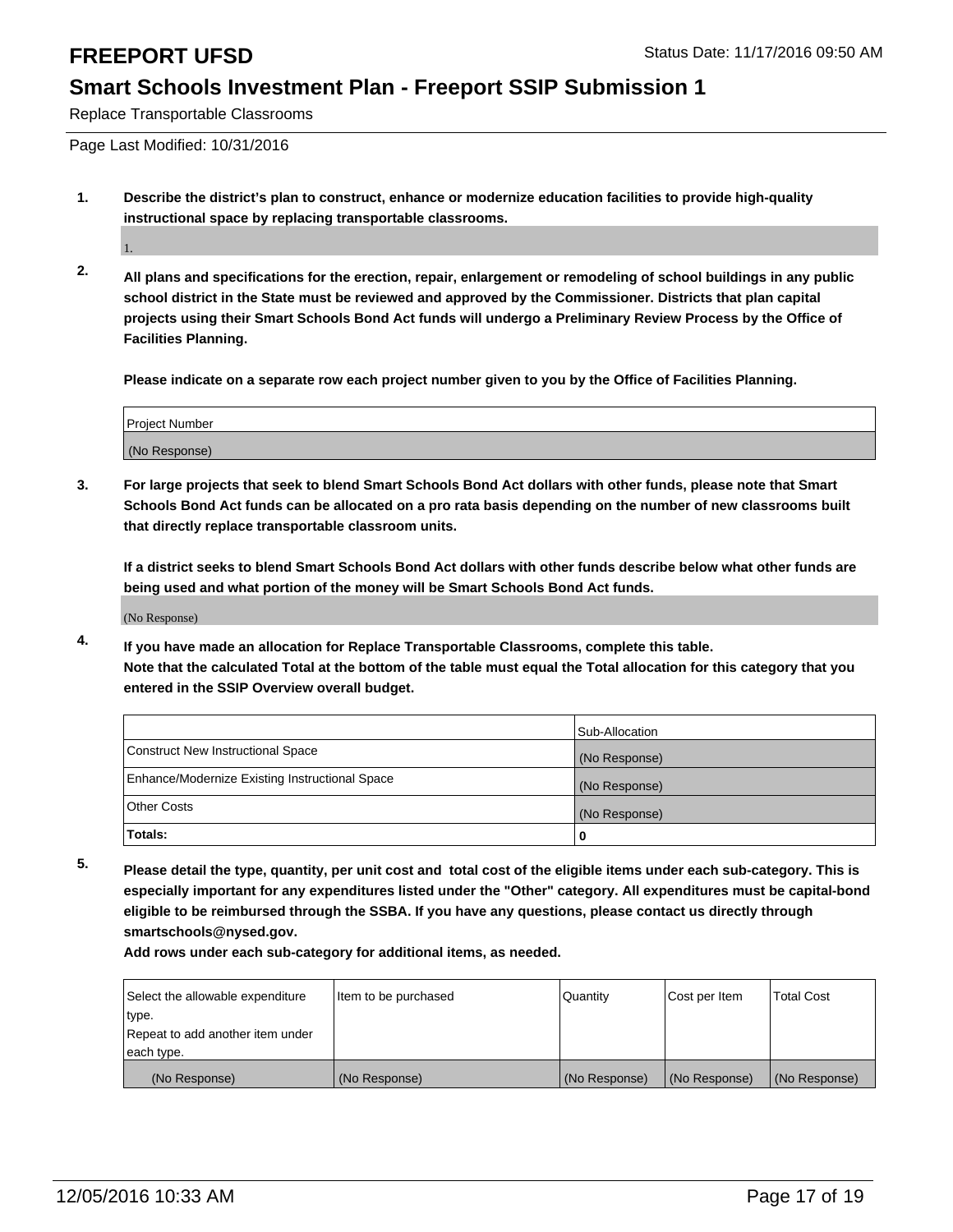# FREEPORT UFSD

Status Date: 11/17/2016 09:50 AM

## Smart Schools Investment Plan - Freeport SSIP Submission 1

Replace Transportable Classrooms

Page Last Modified: 10/31/2016

1. **Describe the district's plan to construct, enhance or modernize education facilities to provide high-quality instructional space by replacing transportable classrooms.**

   1.

2. **All plans and specifications for the erection, repair, enlargement or remodeling of school buildings in any public school district in the State must be reviewed and approved by the Commissioner. Districts that plan capital projects using their Smart Schools Bond Act funds will undergo a Preliminary Review Process by the Office of Facilities Planning.**

   **Please indicate on a separate row each project number given to you by the Office of Facilities Planning.**

| Project Number |
| --- |
| (No Response) |

3. **For large projects that seek to blend Smart Schools Bond Act dollars with other funds, please note that Smart Schools Bond Act funds can be allocated on a pro rata basis depending on the number of new classrooms built that directly replace transportable classroom units.**

   **If a district seeks to blend Smart Schools Bond Act dollars with other funds describe below what other funds are being used and what portion of the money will be Smart Schools Bond Act funds.**

   (No Response)

4. **If you have made an allocation for Replace Transportable Classrooms, complete this table.**
   **Note that the calculated Total at the bottom of the table must equal the Total allocation for this category that you entered in the SSIP Overview overall budget.**

| | Sub-Allocation |
| --- | --- |
| Construct New Instructional Space | (No Response) |
| Enhance/Modernize Existing Instructional Space | (No Response) |
| Other Costs | (No Response) |
| **Totals:** | **0** |

5. **Please detail the type, quantity, per unit cost and total cost of the eligible items under each sub-category. This is especially important for any expenditures listed under the "Other" category. All expenditures must be capital-bond eligible to be reimbursed through the SSBA. If you have any questions, please contact us directly through smartschools@nysed.gov.**

   **Add rows under each sub-category for additional items, as needed.**

| Select the allowable expenditure type. Repeat to add another item under each type. | Item to be purchased | Quantity | Cost per Item | Total Cost |
| --- | --- | --- | --- | --- |
| (No Response) | (No Response) | (No Response) | (No Response) | (No Response) |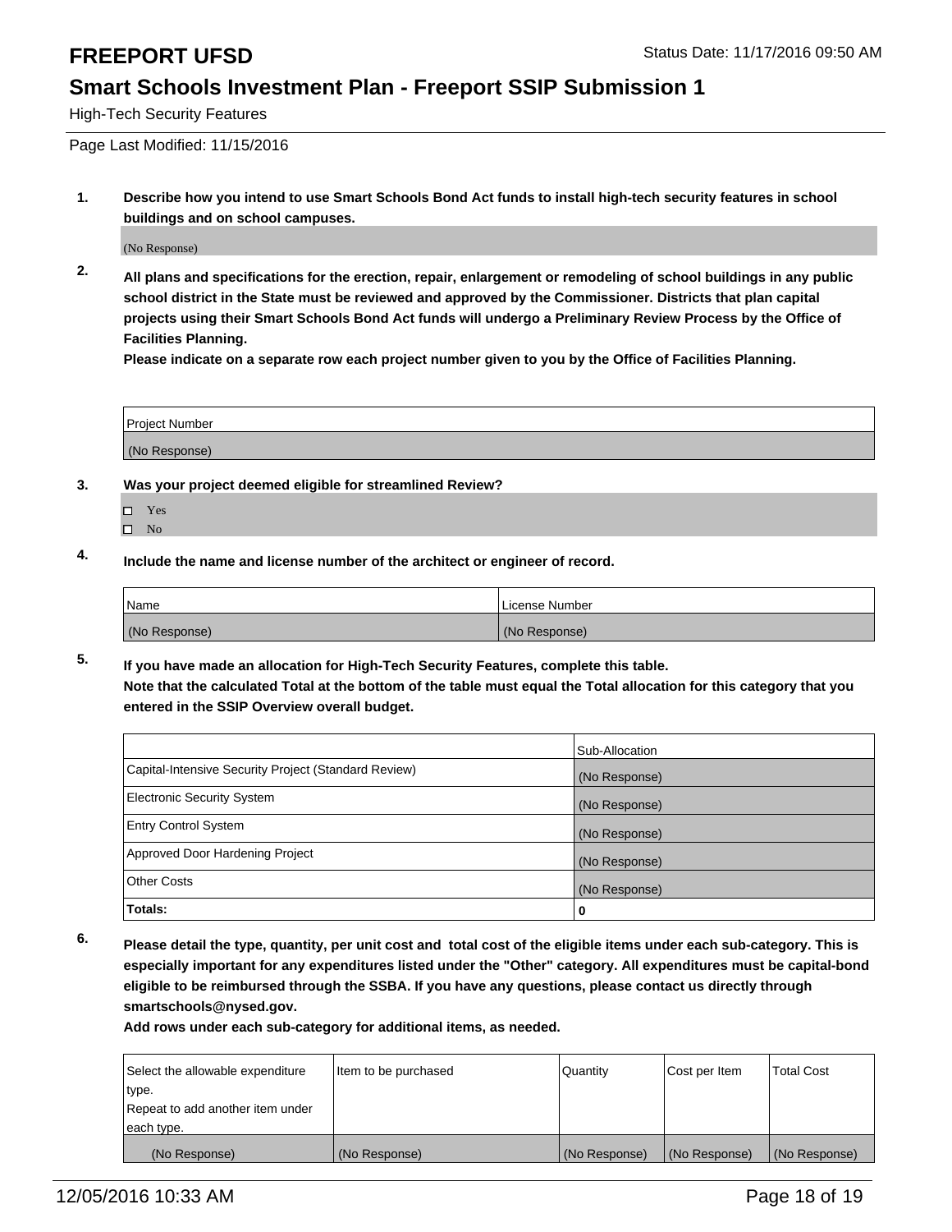# FREEPORT UFSD

Status Date: 11/17/2016 09:50 AM

## Smart Schools Investment Plan - Freeport SSIP Submission 1

High-Tech Security Features

Page Last Modified: 11/15/2016

**1. Describe how you intend to use Smart Schools Bond Act funds to install high-tech security features in school buildings and on school campuses.**

(No Response)

**2. All plans and specifications for the erection, repair, enlargement or remodeling of school buildings in any public school district in the State must be reviewed and approved by the Commissioner. Districts that plan capital projects using their Smart Schools Bond Act funds will undergo a Preliminary Review Process by the Office of Facilities Planning.**

**Please indicate on a separate row each project number given to you by the Office of Facilities Planning.**

| Project Number |
|---|
| (No Response) |

**3. Was your project deemed eligible for streamlined Review?**

- ☐ Yes
- ☐ No

**4. Include the name and license number of the architect or engineer of record.**

| Name | License Number |
|---|---|
| (No Response) | (No Response) |

**5. If you have made an allocation for High-Tech Security Features, complete this table.**
**Note that the calculated Total at the bottom of the table must equal the Total allocation for this category that you entered in the SSIP Overview overall budget.**

| | Sub-Allocation |
|---|---|
| Capital-Intensive Security Project (Standard Review) | (No Response) |
| Electronic Security System | (No Response) |
| Entry Control System | (No Response) |
| Approved Door Hardening Project | (No Response) |
| Other Costs | (No Response) |
| **Totals:** | **0** |

**6. Please detail the type, quantity, per unit cost and total cost of the eligible items under each sub-category. This is especially important for any expenditures listed under the "Other" category. All expenditures must be capital-bond eligible to be reimbursed through the SSBA. If you have any questions, please contact us directly through smartschools@nysed.gov.**

**Add rows under each sub-category for additional items, as needed.**

| Select the allowable expenditure type. Repeat to add another item under each type. | Item to be purchased | Quantity | Cost per Item | Total Cost |
|---|---|---|---|---|
| (No Response) | (No Response) | (No Response) | (No Response) | (No Response) |